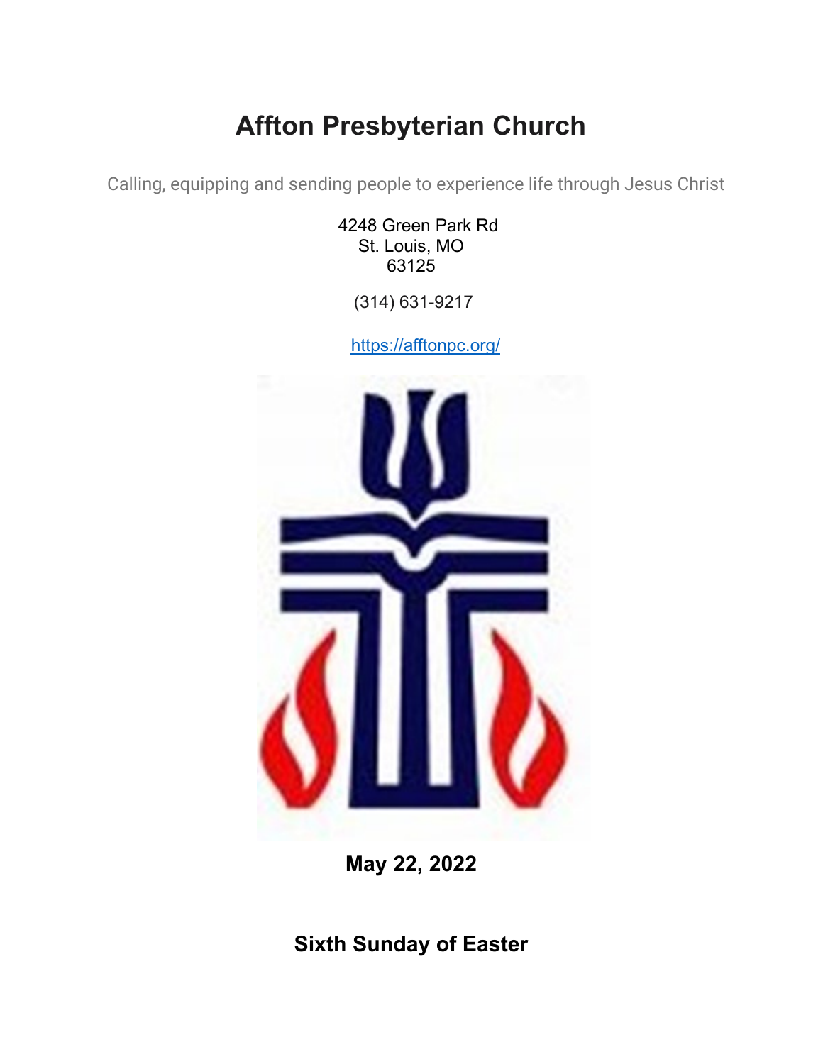# Affton Presbyterian Church

Calling, equipping and sending people to experience life through Jesus Christ

4248 Green Park Rd
St. Louis, MO
63125

(314) 631-9217

https://afftonpc.org/

**May 22, 2022**

**Sixth Sunday of Easter**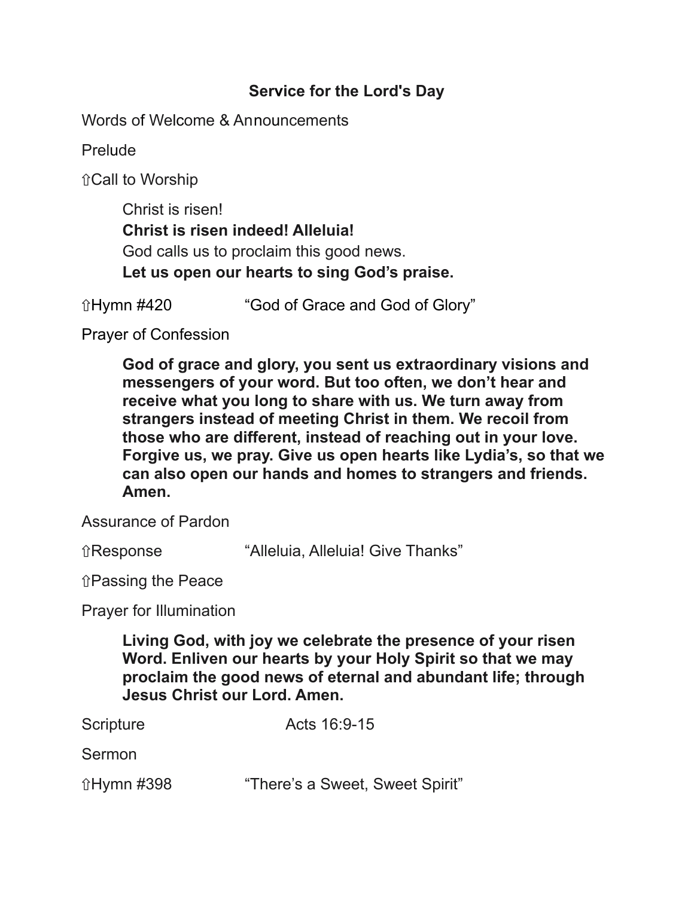## Service for the Lord's Day

Words of Welcome & Announcements

Prelude

⇧Call to Worship

> Christ is risen!
> **Christ is risen indeed! Alleluia!**
> God calls us to proclaim this good news.
> **Let us open our hearts to sing God's praise.**

⇧Hymn #420 "God of Grace and God of Glory"

Prayer of Confession

> **God of grace and glory, you sent us extraordinary visions and messengers of your word. But too often, we don't hear and receive what you long to share with us. We turn away from strangers instead of meeting Christ in them. We recoil from those who are different, instead of reaching out in your love. Forgive us, we pray. Give us open hearts like Lydia's, so that we can also open our hands and homes to strangers and friends. Amen.**

Assurance of Pardon

⇧Response "Alleluia, Alleluia! Give Thanks"

⇧Passing the Peace

Prayer for Illumination

> **Living God, with joy we celebrate the presence of your risen Word. Enliven our hearts by your Holy Spirit so that we may proclaim the good news of eternal and abundant life; through Jesus Christ our Lord. Amen.**

Scripture Acts 16:9-15

Sermon

⇧Hymn #398 "There's a Sweet, Sweet Spirit"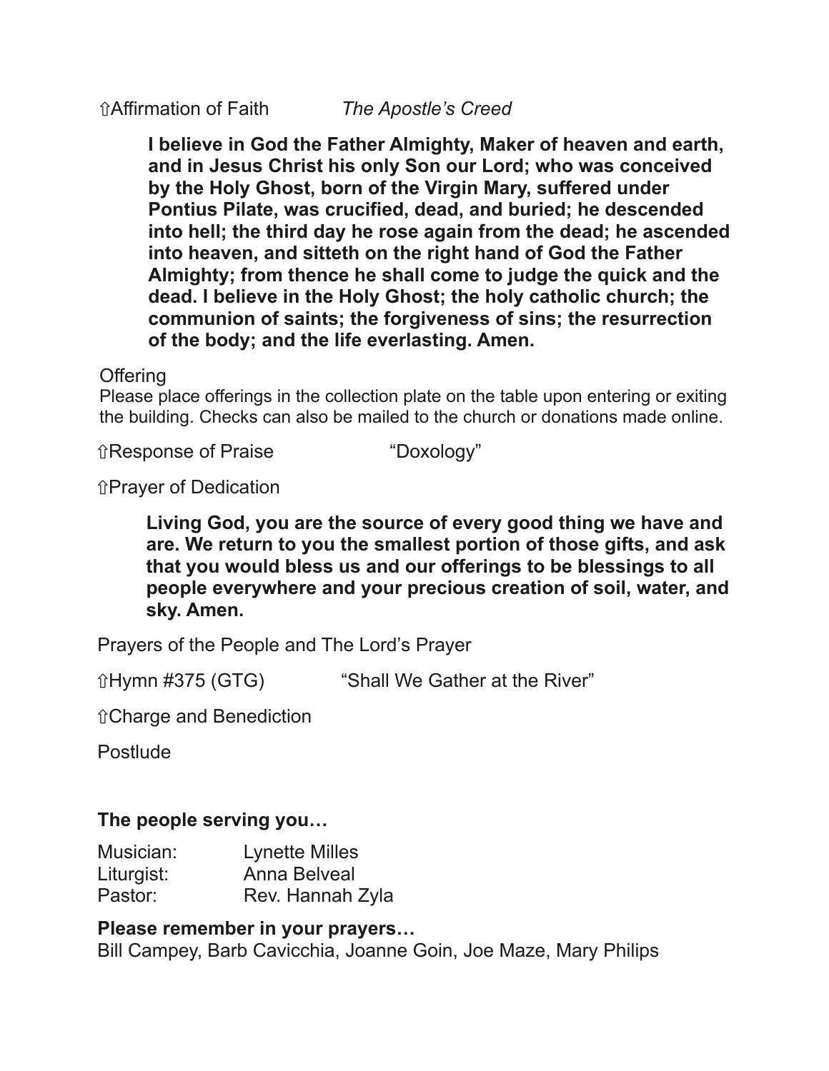⇧Affirmation of Faith *The Apostle's Creed*

> **I believe in God the Father Almighty, Maker of heaven and earth, and in Jesus Christ his only Son our Lord; who was conceived by the Holy Ghost, born of the Virgin Mary, suffered under Pontius Pilate, was crucified, dead, and buried; he descended into hell; the third day he rose again from the dead; he ascended into heaven, and sitteth on the right hand of God the Father Almighty; from thence he shall come to judge the quick and the dead. I believe in the Holy Ghost; the holy catholic church; the communion of saints; the forgiveness of sins; the resurrection of the body; and the life everlasting. Amen.**

Offering

Please place offerings in the collection plate on the table upon entering or exiting the building. Checks can also be mailed to the church or donations made online.

⇧Response of Praise "Doxology"

⇧Prayer of Dedication

> **Living God, you are the source of every good thing we have and are. We return to you the smallest portion of those gifts, and ask that you would bless us and our offerings to be blessings to all people everywhere and your precious creation of soil, water, and sky. Amen.**

Prayers of the People and The Lord's Prayer

⇧Hymn #375 (GTG) "Shall We Gather at the River"

⇧Charge and Benediction

Postlude

**The people serving you…**

| | |
|---|---|
| Musician: | Lynette Milles |
| Liturgist: | Anna Belveal |
| Pastor: | Rev. Hannah Zyla |

**Please remember in your prayers…**

Bill Campey, Barb Cavicchia, Joanne Goin, Joe Maze, Mary Philips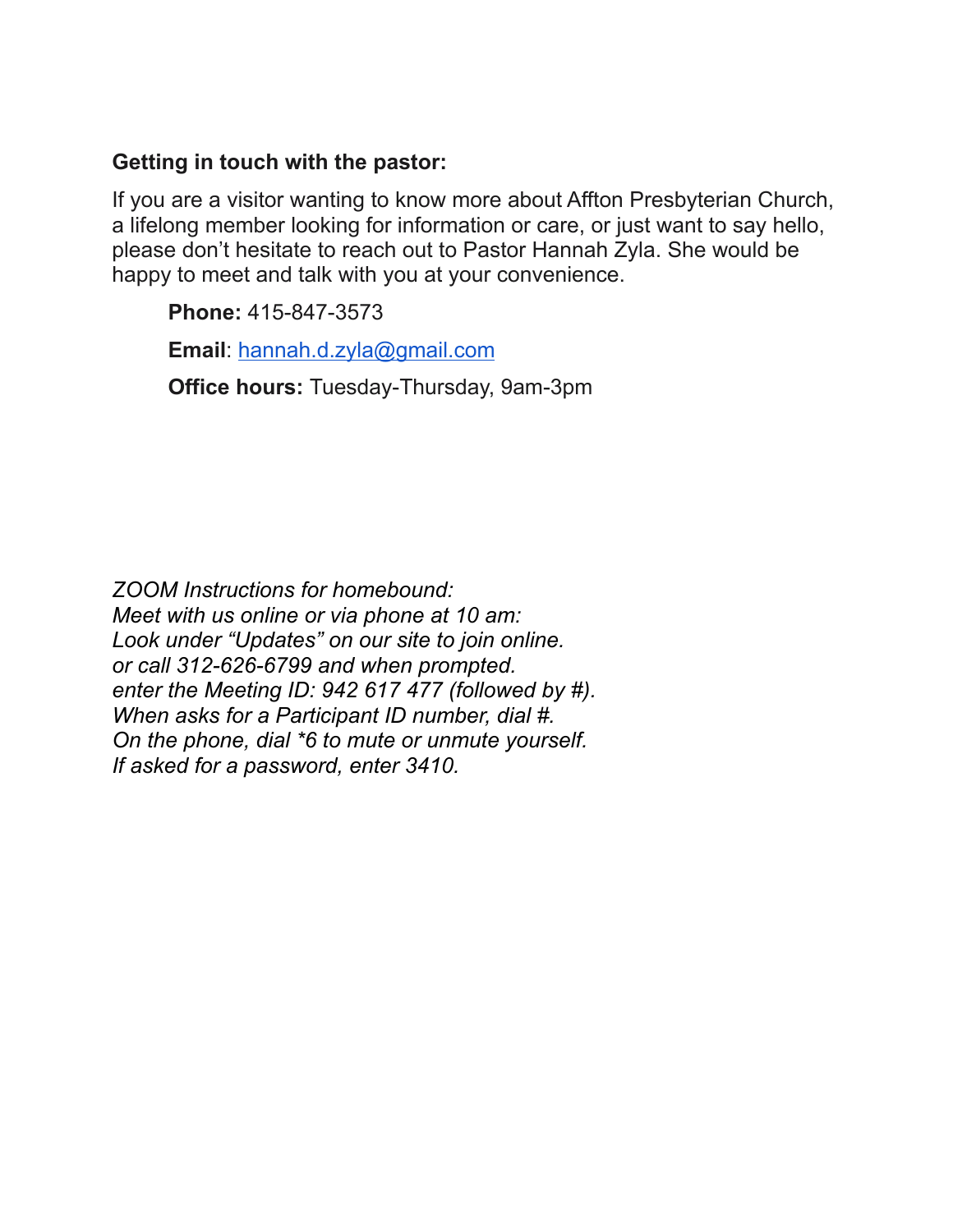**Getting in touch with the pastor:**

If you are a visitor wanting to know more about Affton Presbyterian Church, a lifelong member looking for information or care, or just want to say hello, please don't hesitate to reach out to Pastor Hannah Zyla. She would be happy to meet and talk with you at your convenience.

> **Phone:** 415-847-3573
>
> **Email**: hannah.d.zyla@gmail.com
>
> **Office hours:** Tuesday-Thursday, 9am-3pm

*ZOOM Instructions for homebound:*  
*Meet with us online or via phone at 10 am:*  
*Look under "Updates" on our site to join online.*  
*or call 312-626-6799 and when prompted.*  
*enter the Meeting ID: 942 617 477 (followed by #).*  
*When asks for a Participant ID number, dial #.*  
*On the phone, dial *6 to mute or unmute yourself.*  
*If asked for a password, enter 3410.*